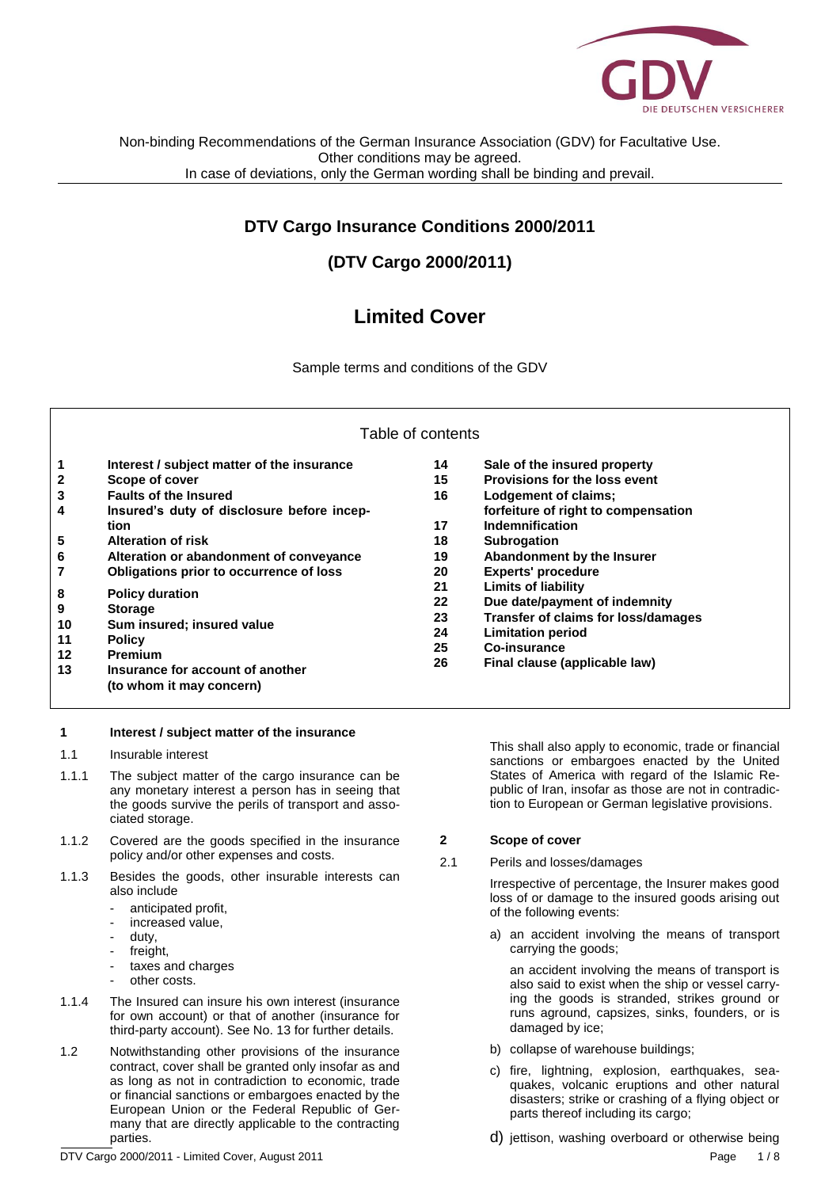Non-binding Recommendations of the German Insurance Association (GDV) for Facultative Use.
Other conditions may be agreed.
In case of deviations, only the German wording shall be binding and prevail.

# DTV Cargo Insurance Conditions 2000/2011

## (DTV Cargo 2000/2011)

# Limited Cover

Sample terms and conditions of the GDV

Table of contents

| | | | |
|---|---|---|---|
| **1** | **Interest / subject matter of the insurance** | **14** | **Sale of the insured property** |
| **2** | **Scope of cover** | **15** | **Provisions for the loss event** |
| **3** | **Faults of the Insured** | **16** | **Lodgement of claims; forfeiture of right to compensation** |
| **4** | **Insured's duty of disclosure before inception** | **17** | **Indemnification** |
| **5** | **Alteration of risk** | **18** | **Subrogation** |
| **6** | **Alteration or abandonment of conveyance** | **19** | **Abandonment by the Insurer** |
| **7** | **Obligations prior to occurrence of loss** | **20** | **Experts' procedure** |
| **8** | **Policy duration** | **21** | **Limits of liability** |
| **9** | **Storage** | **22** | **Due date/payment of indemnity** |
| **10** | **Sum insured; insured value** | **23** | **Transfer of claims for loss/damages** |
| **11** | **Policy** | **24** | **Limitation period** |
| **12** | **Premium** | **25** | **Co-insurance** |
| **13** | **Insurance for account of another (to whom it may concern)** | **26** | **Final clause (applicable law)** |

## 1 Interest / subject matter of the insurance

1.1 Insurable interest

1.1.1 The subject matter of the cargo insurance can be any monetary interest a person has in seeing that the goods survive the perils of transport and associated storage.

1.1.2 Covered are the goods specified in the insurance policy and/or other expenses and costs.

1.1.3 Besides the goods, other insurable interests can also include

- anticipated profit,
- increased value,
- duty,
- freight,
- taxes and charges
- other costs.

1.1.4 The Insured can insure his own interest (insurance for own account) or that of another (insurance for third-party account). See No. 13 for further details.

1.2 Notwithstanding other provisions of the insurance contract, cover shall be granted only insofar as and as long as not in contradiction to economic, trade or financial sanctions or embargoes enacted by the European Union or the Federal Republic of Germany that are directly applicable to the contracting parties.

This shall also apply to economic, trade or financial sanctions or embargoes enacted by the United States of America with regard of the Islamic Republic of Iran, insofar as those are not in contradiction to European or German legislative provisions.

## 2 Scope of cover

2.1 Perils and losses/damages

Irrespective of percentage, the Insurer makes good loss of or damage to the insured goods arising out of the following events:

a) an accident involving the means of transport carrying the goods;

an accident involving the means of transport is also said to exist when the ship or vessel carrying the goods is stranded, strikes ground or runs aground, capsizes, sinks, founders, or is damaged by ice;

b) collapse of warehouse buildings;

c) fire, lightning, explosion, earthquakes, seaquakes, volcanic eruptions and other natural disasters; strike or crashing of a flying object or parts thereof including its cargo;

d) jettison, washing overboard or otherwise being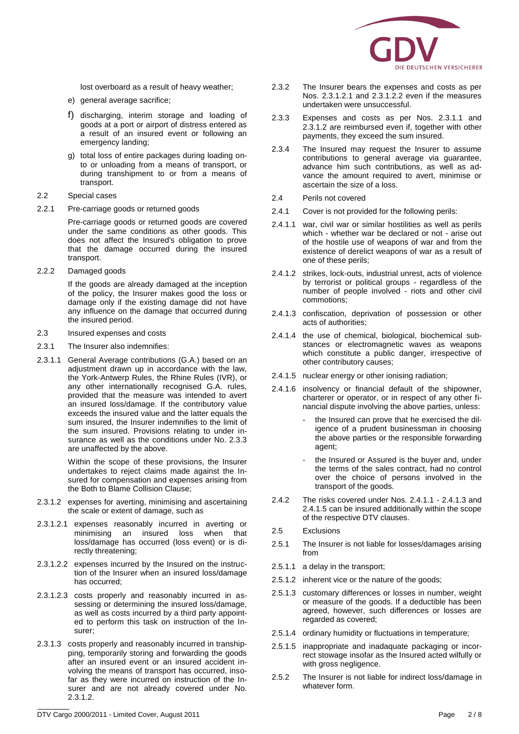lost overboard as a result of heavy weather;

e) general average sacrifice;

f) discharging, interim storage and loading of goods at a port or airport of distress entered as a result of an insured event or following an emergency landing;

g) total loss of entire packages during loading onto or unloading from a means of transport, or during transhipment to or from a means of transport.

2.2 Special cases

2.2.1 Pre-carriage goods or returned goods

Pre-carriage goods or returned goods are covered under the same conditions as other goods. This does not affect the Insured's obligation to prove that the damage occurred during the insured transport.

2.2.2 Damaged goods

If the goods are already damaged at the inception of the policy, the Insurer makes good the loss or damage only if the existing damage did not have any influence on the damage that occurred during the insured period.

2.3 Insured expenses and costs

2.3.1 The Insurer also indemnifies:

2.3.1.1 General Average contributions (G.A.) based on an adjustment drawn up in accordance with the law, the York-Antwerp Rules, the Rhine Rules (IVR), or any other internationally recognised G.A. rules, provided that the measure was intended to avert an insured loss/damage. If the contributory value exceeds the insured value and the latter equals the sum insured, the Insurer indemnifies to the limit of the sum insured. Provisions relating to under insurance as well as the conditions under No. 2.3.3 are unaffected by the above.

Within the scope of these provisions, the Insurer undertakes to reject claims made against the Insured for compensation and expenses arising from the Both to Blame Collision Clause;

2.3.1.2 expenses for averting, minimising and ascertaining the scale or extent of damage, such as

2.3.1.2.1 expenses reasonably incurred in averting or minimising an insured loss when that loss/damage has occurred (loss event) or is directly threatening;

2.3.1.2.2 expenses incurred by the Insured on the instruction of the Insurer when an insured loss/damage has occurred;

2.3.1.2.3 costs properly and reasonably incurred in assessing or determining the insured loss/damage, as well as costs incurred by a third party appointed to perform this task on instruction of the Insurer;

2.3.1.3 costs properly and reasonably incurred in transhipping, temporarily storing and forwarding the goods after an insured event or an insured accident involving the means of transport has occurred, insofar as they were incurred on instruction of the Insurer and are not already covered under No. 2.3.1.2.

2.3.2 The Insurer bears the expenses and costs as per Nos. 2.3.1.2.1 and 2.3.1.2.2 even if the measures undertaken were unsuccessful.

2.3.3 Expenses and costs as per Nos. 2.3.1.1 and 2.3.1.2 are reimbursed even if, together with other payments, they exceed the sum insured.

2.3.4 The Insured may request the Insurer to assume contributions to general average via guarantee, advance him such contributions, as well as advance the amount required to avert, minimise or ascertain the size of a loss.

2.4 Perils not covered

2.4.1 Cover is not provided for the following perils:

2.4.1.1 war, civil war or similar hostilities as well as perils which - whether war be declared or not - arise out of the hostile use of weapons of war and from the existence of derelict weapons of war as a result of one of these perils;

2.4.1.2 strikes, lock-outs, industrial unrest, acts of violence by terrorist or political groups - regardless of the number of people involved - riots and other civil commotions;

2.4.1.3 confiscation, deprivation of possession or other acts of authorities;

2.4.1.4 the use of chemical, biological, biochemical substances or electromagnetic waves as weapons which constitute a public danger, irrespective of other contributory causes;

2.4.1.5 nuclear energy or other ionising radiation;

2.4.1.6 insolvency or financial default of the shipowner, charterer or operator, or in respect of any other financial dispute involving the above parties, unless:

- the Insured can prove that he exercised the diligence of a prudent businessman in choosing the above parties or the responsible forwarding agent;
- the Insured or Assured is the buyer and, under the terms of the sales contract, had no control over the choice of persons involved in the transport of the goods.

2.4.2 The risks covered under Nos. 2.4.1.1 - 2.4.1.3 and 2.4.1.5 can be insured additionally within the scope of the respective DTV clauses.

2.5 Exclusions

2.5.1 The Insurer is not liable for losses/damages arising from

2.5.1.1 a delay in the transport;

2.5.1.2 inherent vice or the nature of the goods;

2.5.1.3 customary differences or losses in number, weight or measure of the goods. If a deductible has been agreed, however, such differences or losses are regarded as covered;

2.5.1.4 ordinary humidity or fluctuations in temperature;

2.5.1.5 inappropriate and inadaquate packaging or incorrect stowage insofar as the Insured acted wilfully or with gross negligence.

2.5.2 The Insurer is not liable for indirect loss/damage in whatever form.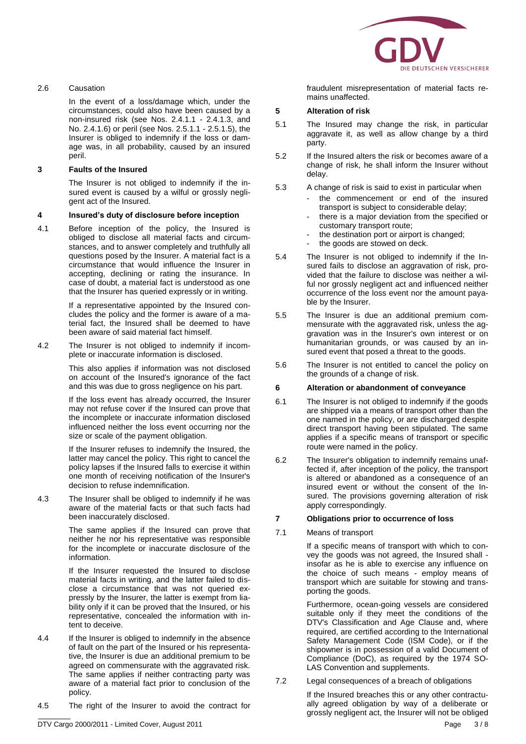2.6 Causation

In the event of a loss/damage which, under the circumstances, could also have been caused by a non-insured risk (see Nos. 2.4.1.1 - 2.4.1.3, and No. 2.4.1.6) or peril (see Nos. 2.5.1.1 - 2.5.1.5), the Insurer is obliged to indemnify if the loss or damage was, in all probability, caused by an insured peril.

## 3 Faults of the Insured

The Insurer is not obliged to indemnify if the insured event is caused by a wilful or grossly negligent act of the Insured.

## 4 Insured's duty of disclosure before inception

4.1 Before inception of the policy, the Insured is obliged to disclose all material facts and circumstances, and to answer completely and truthfully all questions posed by the Insurer. A material fact is a circumstance that would influence the Insurer in accepting, declining or rating the insurance. In case of doubt, a material fact is understood as one that the Insurer has queried expressly or in writing.

If a representative appointed by the Insured concludes the policy and the former is aware of a material fact, the Insured shall be deemed to have been aware of said material fact himself.

4.2 The Insurer is not obliged to indemnify if incomplete or inaccurate information is disclosed.

This also applies if information was not disclosed on account of the Insured's ignorance of the fact and this was due to gross negligence on his part.

If the loss event has already occurred, the Insurer may not refuse cover if the Insured can prove that the incomplete or inaccurate information disclosed influenced neither the loss event occurring nor the size or scale of the payment obligation.

If the Insurer refuses to indemnify the Insured, the latter may cancel the policy. This right to cancel the policy lapses if the Insured falls to exercise it within one month of receiving notification of the Insurer's decision to refuse indemnification.

4.3 The Insurer shall be obliged to indemnify if he was aware of the material facts or that such facts had been inaccurately disclosed.

The same applies if the Insured can prove that neither he nor his representative was responsible for the incomplete or inaccurate disclosure of the information.

If the Insurer requested the Insured to disclose material facts in writing, and the latter failed to disclose a circumstance that was not queried expressly by the Insurer, the latter is exempt from liability only if it can be proved that the Insured, or his representative, concealed the information with intent to deceive.

4.4 If the Insurer is obliged to indemnify in the absence of fault on the part of the Insured or his representative, the Insurer is due an additional premium to be agreed on commensurate with the aggravated risk. The same applies if neither contracting party was aware of a material fact prior to conclusion of the policy.

4.5 The right of the Insurer to avoid the contract for fraudulent misrepresentation of material facts remains unaffected.

## 5 Alteration of risk

5.1 The Insured may change the risk, in particular aggravate it, as well as allow change by a third party.

5.2 If the Insured alters the risk or becomes aware of a change of risk, he shall inform the Insurer without delay.

5.3 A change of risk is said to exist in particular when

- the commencement or end of the insured transport is subject to considerable delay;
- there is a major deviation from the specified or customary transport route;
- the destination port or airport is changed;
- the goods are stowed on deck.

5.4 The Insurer is not obliged to indemnify if the Insured fails to disclose an aggravation of risk, provided that the failure to disclose was neither a wilful nor grossly negligent act and influenced neither occurrence of the loss event nor the amount payable by the Insurer.

5.5 The Insurer is due an additional premium commensurate with the aggravated risk, unless the aggravation was in the Insurer's own interest or on humanitarian grounds, or was caused by an insured event that posed a threat to the goods.

5.6 The Insurer is not entitled to cancel the policy on the grounds of a change of risk.

## 6 Alteration or abandonment of conveyance

6.1 The Insurer is not obliged to indemnify if the goods are shipped via a means of transport other than the one named in the policy, or are discharged despite direct transport having been stipulated. The same applies if a specific means of transport or specific route were named in the policy.

6.2 The Insurer's obligation to indemnify remains unaffected if, after inception of the policy, the transport is altered or abandoned as a consequence of an insured event or without the consent of the Insured. The provisions governing alteration of risk apply correspondingly.

## 7 Obligations prior to occurrence of loss

7.1 Means of transport

If a specific means of transport with which to convey the goods was not agreed, the Insured shall - insofar as he is able to exercise any influence on the choice of such means - employ means of transport which are suitable for stowing and transporting the goods.

Furthermore, ocean-going vessels are considered suitable only if they meet the conditions of the DTV's Classification and Age Clause and, where required, are certified according to the International Safety Management Code (ISM Code), or if the shipowner is in possession of a valid Document of Compliance (DoC), as required by the 1974 SOLAS Convention and supplements.

7.2 Legal consequences of a breach of obligations

If the Insured breaches this or any other contractually agreed obligation by way of a deliberate or grossly negligent act, the Insurer will not be obliged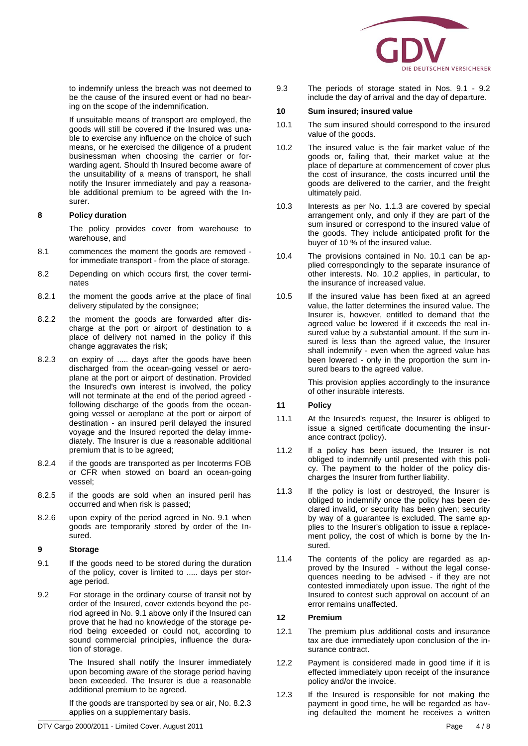to indemnify unless the breach was not deemed to be the cause of the insured event or had no bearing on the scope of the indemnification.

If unsuitable means of transport are employed, the goods will still be covered if the Insured was unable to exercise any influence on the choice of such means, or he exercised the diligence of a prudent businessman when choosing the carrier or forwarding agent. Should th Insured become aware of the unsuitability of a means of transport, he shall notify the Insurer immediately and pay a reasonable additional premium to be agreed with the Insurer.

**8 Policy duration**

The policy provides cover from warehouse to warehouse, and

8.1 commences the moment the goods are removed - for immediate transport - from the place of storage.

8.2 Depending on which occurs first, the cover terminates

8.2.1 the moment the goods arrive at the place of final delivery stipulated by the consignee;

8.2.2 the moment the goods are forwarded after discharge at the port or airport of destination to a place of delivery not named in the policy if this change aggravates the risk;

8.2.3 on expiry of ..... days after the goods have been discharged from the ocean-going vessel or aeroplane at the port or airport of destination. Provided the Insured's own interest is involved, the policy will not terminate at the end of the period agreed - following discharge of the goods from the ocean-going vessel or aeroplane at the port or airport of destination - an insured peril delayed the insured voyage and the Insured reported the delay immediately. The Insurer is due a reasonable additional premium that is to be agreed;

8.2.4 if the goods are transported as per Incoterms FOB or CFR when stowed on board an ocean-going vessel;

8.2.5 if the goods are sold when an insured peril has occurred and when risk is passed;

8.2.6 upon expiry of the period agreed in No. 9.1 when goods are temporarily stored by order of the Insured.

**9 Storage**

9.1 If the goods need to be stored during the duration of the policy, cover is limited to ..... days per storage period.

9.2 For storage in the ordinary course of transit not by order of the Insured, cover extends beyond the period agreed in No. 9.1 above only if the Insured can prove that he had no knowledge of the storage period being exceeded or could not, according to sound commercial principles, influence the duration of storage.

The Insured shall notify the Insurer immediately upon becoming aware of the storage period having been exceeded. The Insurer is due a reasonable additional premium to be agreed.

If the goods are transported by sea or air, No. 8.2.3 applies on a supplementary basis.

9.3 The periods of storage stated in Nos. 9.1 - 9.2 include the day of arrival and the day of departure.

**10 Sum insured; insured value**

10.1 The sum insured should correspond to the insured value of the goods.

10.2 The insured value is the fair market value of the goods or, failing that, their market value at the place of departure at commencement of cover plus the cost of insurance, the costs incurred until the goods are delivered to the carrier, and the freight ultimately paid.

10.3 Interests as per No. 1.1.3 are covered by special arrangement only, and only if they are part of the sum insured or correspond to the insured value of the goods. They include anticipated profit for the buyer of 10 % of the insured value.

10.4 The provisions contained in No. 10.1 can be applied correspondingly to the separate insurance of other interests. No. 10.2 applies, in particular, to the insurance of increased value.

10.5 If the insured value has been fixed at an agreed value, the latter determines the insured value. The Insurer is, however, entitled to demand that the agreed value be lowered if it exceeds the real insured value by a substantial amount. If the sum insured is less than the agreed value, the Insurer shall indemnify - even when the agreed value has been lowered - only in the proportion the sum insured bears to the agreed value.

This provision applies accordingly to the insurance of other insurable interests.

**11 Policy**

11.1 At the Insured's request, the Insurer is obliged to issue a signed certificate documenting the insurance contract (policy).

11.2 If a policy has been issued, the Insurer is not obliged to indemnify until presented with this policy. The payment to the holder of the policy discharges the Insurer from further liability.

11.3 If the policy is lost or destroyed, the Insurer is obliged to indemnify once the policy has been declared invalid, or security has been given; security by way of a guarantee is excluded. The same applies to the Insurer's obligation to issue a replacement policy, the cost of which is borne by the Insured.

11.4 The contents of the policy are regarded as approved by the Insured - without the legal consequences needing to be advised - if they are not contested immediately upon issue. The right of the Insured to contest such approval on account of an error remains unaffected.

**12 Premium**

12.1 The premium plus additional costs and insurance tax are due immediately upon conclusion of the insurance contract.

12.2 Payment is considered made in good time if it is effected immediately upon receipt of the insurance policy and/or the invoice.

12.3 If the Insured is responsible for not making the payment in good time, he will be regarded as having defaulted the moment he receives a written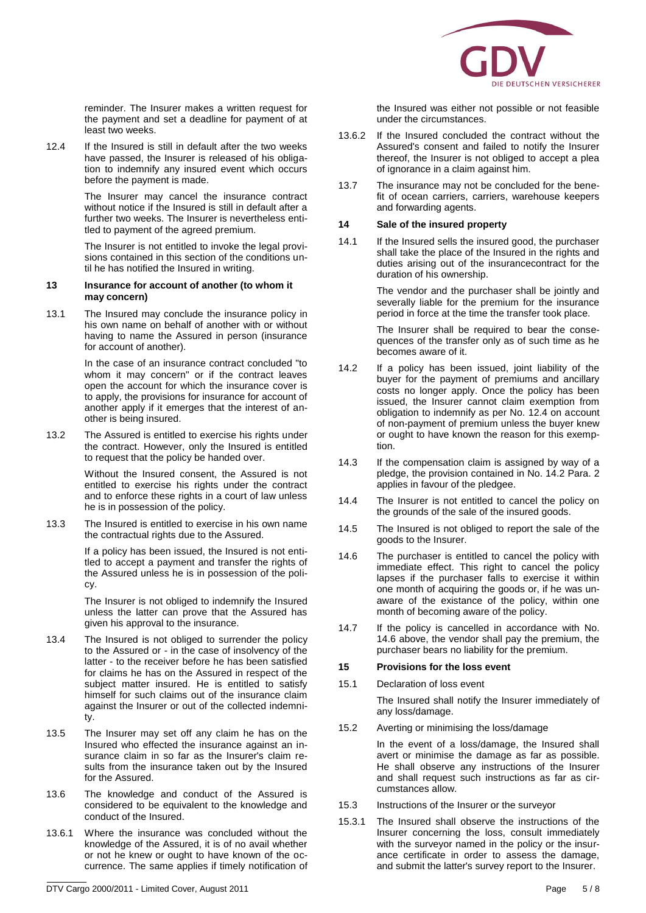reminder. The Insurer makes a written request for the payment and set a deadline for payment of at least two weeks.

12.4 If the Insured is still in default after the two weeks have passed, the Insurer is released of his obligation to indemnify any insured event which occurs before the payment is made.

The Insurer may cancel the insurance contract without notice if the Insured is still in default after a further two weeks. The Insurer is nevertheless entitled to payment of the agreed premium.

The Insurer is not entitled to invoke the legal provisions contained in this section of the conditions until he has notified the Insured in writing.

## 13 Insurance for account of another (to whom it may concern)

13.1 The Insured may conclude the insurance policy in his own name on behalf of another with or without having to name the Assured in person (insurance for account of another).

In the case of an insurance contract concluded "to whom it may concern" or if the contract leaves open the account for which the insurance cover is to apply, the provisions for insurance for account of another apply if it emerges that the interest of another is being insured.

13.2 The Assured is entitled to exercise his rights under the contract. However, only the Insured is entitled to request that the policy be handed over.

Without the Insured consent, the Assured is not entitled to exercise his rights under the contract and to enforce these rights in a court of law unless he is in possession of the policy.

13.3 The Insured is entitled to exercise in his own name the contractual rights due to the Assured.

If a policy has been issued, the Insured is not entitled to accept a payment and transfer the rights of the Assured unless he is in possession of the policy.

The Insurer is not obliged to indemnify the Insured unless the latter can prove that the Assured has given his approval to the insurance.

13.4 The Insured is not obliged to surrender the policy to the Assured or - in the case of insolvency of the latter - to the receiver before he has been satisfied for claims he has on the Assured in respect of the subject matter insured. He is entitled to satisfy himself for such claims out of the insurance claim against the Insurer or out of the collected indemnity.

13.5 The Insurer may set off any claim he has on the Insured who effected the insurance against an insurance claim in so far as the Insurer's claim results from the insurance taken out by the Insured for the Assured.

13.6 The knowledge and conduct of the Assured is considered to be equivalent to the knowledge and conduct of the Insured.

13.6.1 Where the insurance was concluded without the knowledge of the Assured, it is of no avail whether or not he knew or ought to have known of the occurrence. The same applies if timely notification of the Insured was either not possible or not feasible under the circumstances.

13.6.2 If the Insured concluded the contract without the Assured's consent and failed to notify the Insurer thereof, the Insurer is not obliged to accept a plea of ignorance in a claim against him.

13.7 The insurance may not be concluded for the benefit of ocean carriers, carriers, warehouse keepers and forwarding agents.

## 14 Sale of the insured property

14.1 If the Insured sells the insured good, the purchaser shall take the place of the Insured in the rights and duties arising out of the insurancecontract for the duration of his ownership.

The vendor and the purchaser shall be jointly and severally liable for the premium for the insurance period in force at the time the transfer took place.

The Insurer shall be required to bear the consequences of the transfer only as of such time as he becomes aware of it.

14.2 If a policy has been issued, joint liability of the buyer for the payment of premiums and ancillary costs no longer apply. Once the policy has been issued, the Insurer cannot claim exemption from obligation to indemnify as per No. 12.4 on account of non-payment of premium unless the buyer knew or ought to have known the reason for this exemption.

14.3 If the compensation claim is assigned by way of a pledge, the provision contained in No. 14.2 Para. 2 applies in favour of the pledgee.

14.4 The Insurer is not entitled to cancel the policy on the grounds of the sale of the insured goods.

14.5 The Insured is not obliged to report the sale of the goods to the Insurer.

14.6 The purchaser is entitled to cancel the policy with immediate effect. This right to cancel the policy lapses if the purchaser falls to exercise it within one month of acquiring the goods or, if he was unaware of the existance of the policy, within one month of becoming aware of the policy.

14.7 If the policy is cancelled in accordance with No. 14.6 above, the vendor shall pay the premium, the purchaser bears no liability for the premium.

## 15 Provisions for the loss event

15.1 Declaration of loss event

The Insured shall notify the Insurer immediately of any loss/damage.

15.2 Averting or minimising the loss/damage

In the event of a loss/damage, the Insured shall avert or minimise the damage as far as possible. He shall observe any instructions of the Insurer and shall request such instructions as far as circumstances allow.

15.3 Instructions of the Insurer or the surveyor

15.3.1 The Insured shall observe the instructions of the Insurer concerning the loss, consult immediately with the surveyor named in the policy or the insurance certificate in order to assess the damage, and submit the latter's survey report to the Insurer.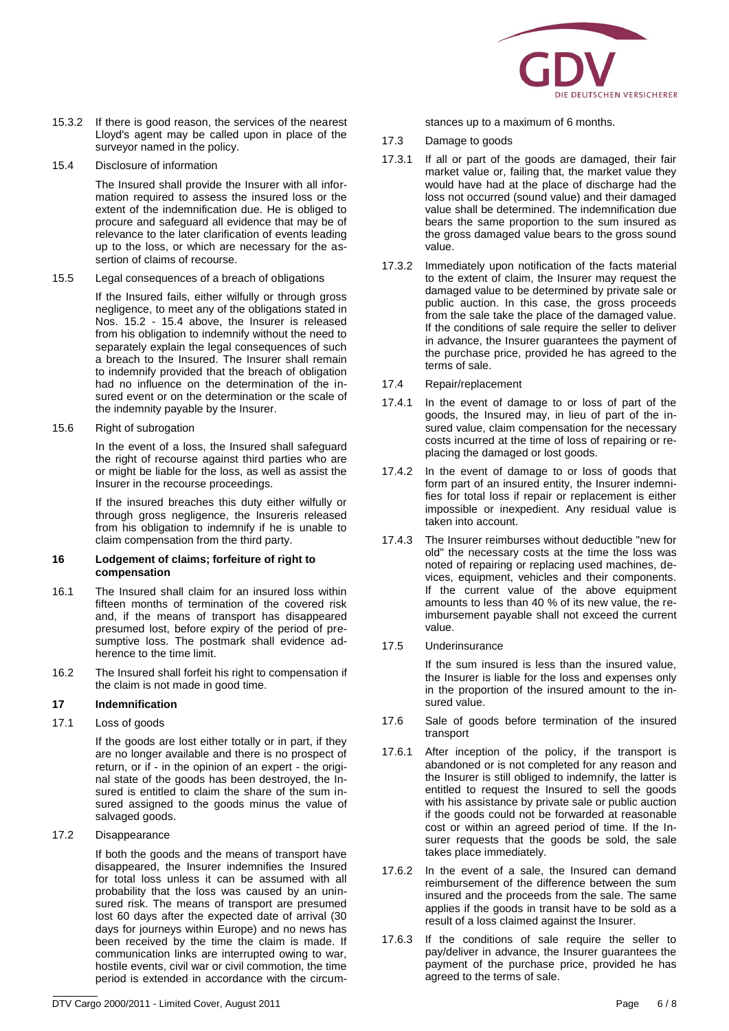15.3.2 If there is good reason, the services of the nearest Lloyd's agent may be called upon in place of the surveyor named in the policy.

15.4 Disclosure of information

The Insured shall provide the Insurer with all information required to assess the insured loss or the extent of the indemnification due. He is obliged to procure and safeguard all evidence that may be of relevance to the later clarification of events leading up to the loss, or which are necessary for the assertion of claims of recourse.

15.5 Legal consequences of a breach of obligations

If the Insured fails, either wilfully or through gross negligence, to meet any of the obligations stated in Nos. 15.2 - 15.4 above, the Insurer is released from his obligation to indemnify without the need to separately explain the legal consequences of such a breach to the Insured. The Insurer shall remain to indemnify provided that the breach of obligation had no influence on the determination of the insured event or on the determination or the scale of the indemnity payable by the Insurer.

15.6 Right of subrogation

In the event of a loss, the Insured shall safeguard the right of recourse against third parties who are or might be liable for the loss, as well as assist the Insurer in the recourse proceedings.

If the insured breaches this duty either wilfully or through gross negligence, the Insureris released from his obligation to indemnify if he is unable to claim compensation from the third party.

## 16 Lodgement of claims; forfeiture of right to compensation

16.1 The Insured shall claim for an insured loss within fifteen months of termination of the covered risk and, if the means of transport has disappeared presumed lost, before expiry of the period of presumptive loss. The postmark shall evidence adherence to the time limit.

16.2 The Insured shall forfeit his right to compensation if the claim is not made in good time.

## 17 Indemnification

17.1 Loss of goods

If the goods are lost either totally or in part, if they are no longer available and there is no prospect of return, or if - in the opinion of an expert - the original state of the goods has been destroyed, the Insured is entitled to claim the share of the sum insured assigned to the goods minus the value of salvaged goods.

17.2 Disappearance

If both the goods and the means of transport have disappeared, the Insurer indemnifies the Insured for total loss unless it can be assumed with all probability that the loss was caused by an uninsured risk. The means of transport are presumed lost 60 days after the expected date of arrival (30 days for journeys within Europe) and no news has been received by the time the claim is made. If communication links are interrupted owing to war, hostile events, civil war or civil commotion, the time period is extended in accordance with the circumstances up to a maximum of 6 months.

17.3 Damage to goods

17.3.1 If all or part of the goods are damaged, their fair market value or, failing that, the market value they would have had at the place of discharge had the loss not occurred (sound value) and their damaged value shall be determined. The indemnification due bears the same proportion to the sum insured as the goods damaged value bears to the gross sound value.

17.3.2 Immediately upon notification of the facts material to the extent of claim, the Insurer may request the damaged value to be determined by private sale or public auction. In this case, the gross proceeds from the sale take the place of the damaged value. If the conditions of sale require the seller to deliver in advance, the Insurer guarantees the payment of the purchase price, provided he has agreed to the terms of sale.

17.4 Repair/replacement

17.4.1 In the event of damage to or loss of part of the goods, the Insured may, in lieu of part of the insured value, claim compensation for the necessary costs incurred at the time of loss of repairing or replacing the damaged or lost goods.

17.4.2 In the event of damage to or loss of goods that form part of an insured entity, the Insurer indemnifies for total loss if repair or replacement is either impossible or inexpedient. Any residual value is taken into account.

17.4.3 The Insurer reimburses without deductible "new for old" the necessary costs at the time the loss was noted of repairing or replacing used machines, devices, equipment, vehicles and their components. If the current value of the above equipment amounts to less than 40 % of its new value, the reimbursement payable shall not exceed the current value.

17.5 Underinsurance

If the sum insured is less than the insured value, the Insurer is liable for the loss and expenses only in the proportion of the insured amount to the insured value.

17.6 Sale of goods before termination of the insured transport

17.6.1 After inception of the policy, if the transport is abandoned or is not completed for any reason and the Insurer is still obliged to indemnify, the latter is entitled to request the Insured to sell the goods with his assistance by private sale or public auction if the goods could not be forwarded at reasonable cost or within an agreed period of time. If the Insurer requests that the goods be sold, the sale takes place immediately.

17.6.2 In the event of a sale, the Insured can demand reimbursement of the difference between the sum insured and the proceeds from the sale. The same applies if the goods in transit have to be sold as a result of a loss claimed against the Insurer.

17.6.3 If the conditions of sale require the seller to pay/deliver in advance, the Insurer guarantees the payment of the purchase price, provided he has agreed to the terms of sale.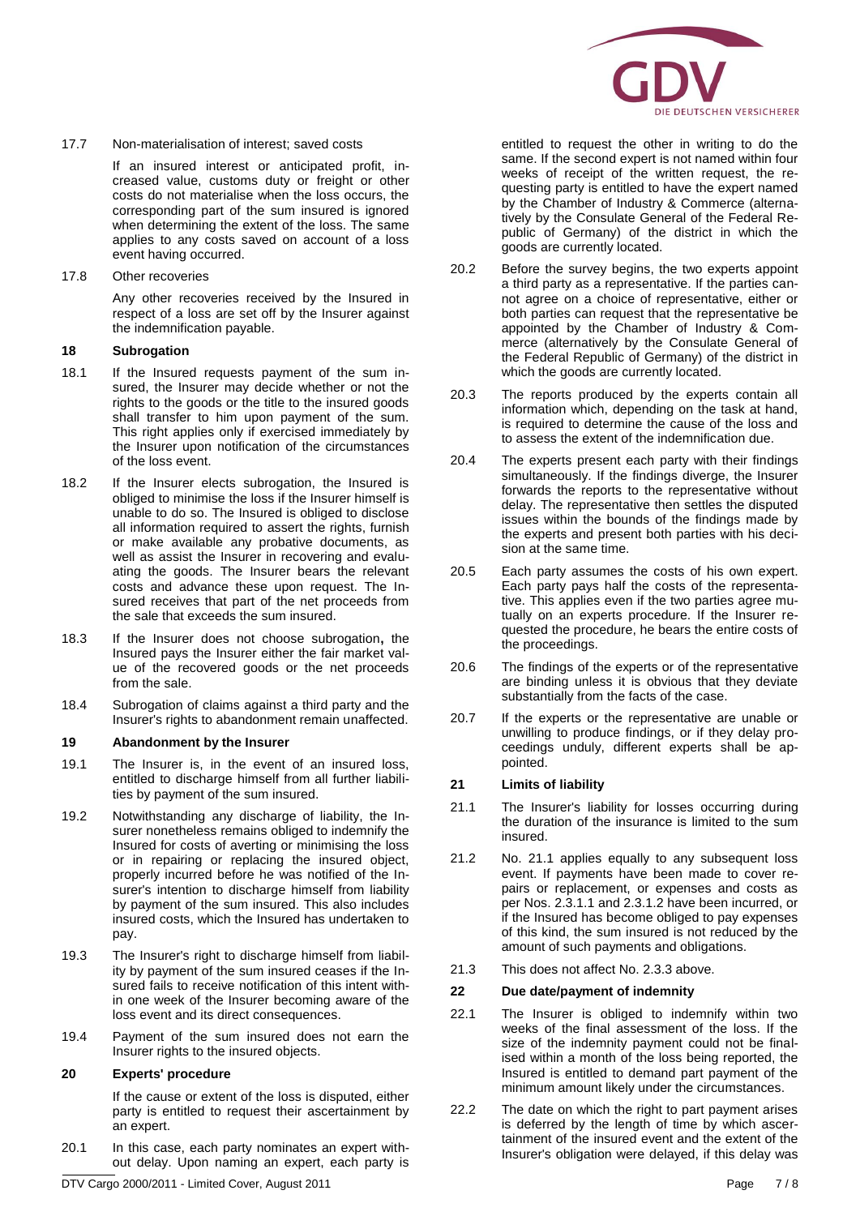17.7 Non-materialisation of interest; saved costs

If an insured interest or anticipated profit, increased value, customs duty or freight or other costs do not materialise when the loss occurs, the corresponding part of the sum insured is ignored when determining the extent of the loss. The same applies to any costs saved on account of a loss event having occurred.

17.8 Other recoveries

Any other recoveries received by the Insured in respect of a loss are set off by the Insurer against the indemnification payable.

## 18 Subrogation

18.1 If the Insured requests payment of the sum insured, the Insurer may decide whether or not the rights to the goods or the title to the insured goods shall transfer to him upon payment of the sum. This right applies only if exercised immediately by the Insurer upon notification of the circumstances of the loss event.

18.2 If the Insurer elects subrogation, the Insured is obliged to minimise the loss if the Insurer himself is unable to do so. The Insured is obliged to disclose all information required to assert the rights, furnish or make available any probative documents, as well as assist the Insurer in recovering and evaluating the goods. The Insurer bears the relevant costs and advance these upon request. The Insured receives that part of the net proceeds from the sale that exceeds the sum insured.

18.3 If the Insurer does not choose subrogation**,** the Insured pays the Insurer either the fair market value of the recovered goods or the net proceeds from the sale.

18.4 Subrogation of claims against a third party and the Insurer's rights to abandonment remain unaffected.

## 19 Abandonment by the Insurer

19.1 The Insurer is, in the event of an insured loss, entitled to discharge himself from all further liabilities by payment of the sum insured.

19.2 Notwithstanding any discharge of liability, the Insurer nonetheless remains obliged to indemnify the Insured for costs of averting or minimising the loss or in repairing or replacing the insured object, properly incurred before he was notified of the Insurer's intention to discharge himself from liability by payment of the sum insured. This also includes insured costs, which the Insured has undertaken to pay.

19.3 The Insurer's right to discharge himself from liability by payment of the sum insured ceases if the Insured fails to receive notification of this intent within one week of the Insurer becoming aware of the loss event and its direct consequences.

19.4 Payment of the sum insured does not earn the Insurer rights to the insured objects.

## 20 Experts' procedure

If the cause or extent of the loss is disputed, either party is entitled to request their ascertainment by an expert.

20.1 In this case, each party nominates an expert without delay. Upon naming an expert, each party is entitled to request the other in writing to do the same. If the second expert is not named within four weeks of receipt of the written request, the requesting party is entitled to have the expert named by the Chamber of Industry & Commerce (alternatively by the Consulate General of the Federal Republic of Germany) of the district in which the goods are currently located.

20.2 Before the survey begins, the two experts appoint a third party as a representative. If the parties cannot agree on a choice of representative, either or both parties can request that the representative be appointed by the Chamber of Industry & Commerce (alternatively by the Consulate General of the Federal Republic of Germany) of the district in which the goods are currently located.

20.3 The reports produced by the experts contain all information which, depending on the task at hand, is required to determine the cause of the loss and to assess the extent of the indemnification due.

20.4 The experts present each party with their findings simultaneously. If the findings diverge, the Insurer forwards the reports to the representative without delay. The representative then settles the disputed issues within the bounds of the findings made by the experts and present both parties with his decision at the same time.

20.5 Each party assumes the costs of his own expert. Each party pays half the costs of the representative. This applies even if the two parties agree mutually on an experts procedure. If the Insurer requested the procedure, he bears the entire costs of the proceedings.

20.6 The findings of the experts or of the representative are binding unless it is obvious that they deviate substantially from the facts of the case.

20.7 If the experts or the representative are unable or unwilling to produce findings, or if they delay proceedings unduly, different experts shall be appointed.

## 21 Limits of liability

21.1 The Insurer's liability for losses occurring during the duration of the insurance is limited to the sum insured.

21.2 No. 21.1 applies equally to any subsequent loss event. If payments have been made to cover repairs or replacement, or expenses and costs as per Nos. 2.3.1.1 and 2.3.1.2 have been incurred, or if the Insured has become obliged to pay expenses of this kind, the sum insured is not reduced by the amount of such payments and obligations.

21.3 This does not affect No. 2.3.3 above.

## 22 Due date/payment of indemnity

22.1 The Insurer is obliged to indemnify within two weeks of the final assessment of the loss. If the size of the indemnity payment could not be finalised within a month of the loss being reported, the Insured is entitled to demand part payment of the minimum amount likely under the circumstances.

22.2 The date on which the right to part payment arises is deferred by the length of time by which ascertainment of the insured event and the extent of the Insurer's obligation were delayed, if this delay was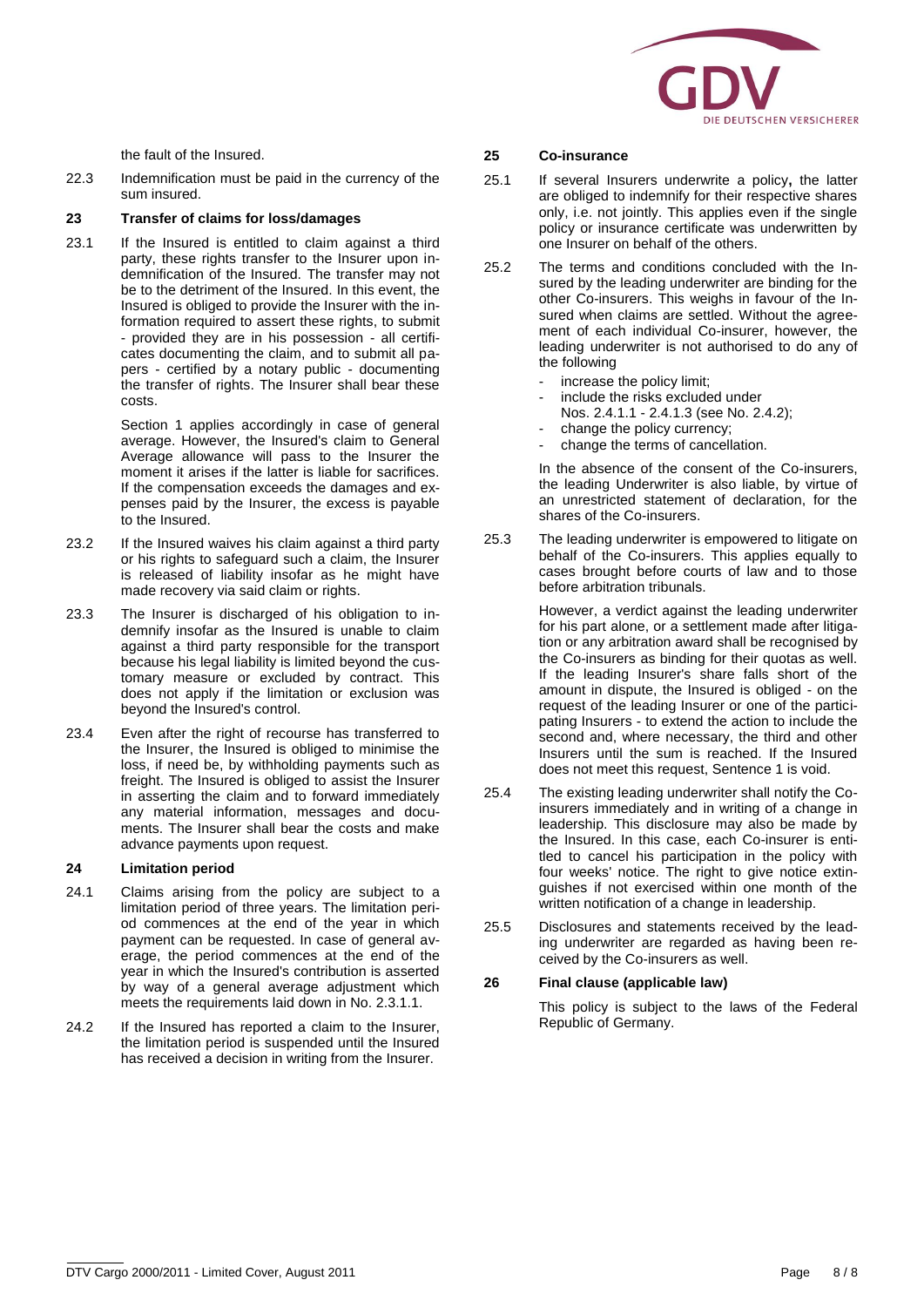the fault of the Insured.

22.3 Indemnification must be paid in the currency of the sum insured.

## 23 Transfer of claims for loss/damages

23.1 If the Insured is entitled to claim against a third party, these rights transfer to the Insurer upon indemnification of the Insured. The transfer may not be to the detriment of the Insured. In this event, the Insured is obliged to provide the Insurer with the information required to assert these rights, to submit - provided they are in his possession - all certificates documenting the claim, and to submit all papers - certified by a notary public - documenting the transfer of rights. The Insurer shall bear these costs.

Section 1 applies accordingly in case of general average. However, the Insured's claim to General Average allowance will pass to the Insurer the moment it arises if the latter is liable for sacrifices. If the compensation exceeds the damages and expenses paid by the Insurer, the excess is payable to the Insured.

23.2 If the Insured waives his claim against a third party or his rights to safeguard such a claim, the Insurer is released of liability insofar as he might have made recovery via said claim or rights.

23.3 The Insurer is discharged of his obligation to indemnify insofar as the Insured is unable to claim against a third party responsible for the transport because his legal liability is limited beyond the customary measure or excluded by contract. This does not apply if the limitation or exclusion was beyond the Insured's control.

23.4 Even after the right of recourse has transferred to the Insurer, the Insured is obliged to minimise the loss, if need be, by withholding payments such as freight. The Insured is obliged to assist the Insurer in asserting the claim and to forward immediately any material information, messages and documents. The Insurer shall bear the costs and make advance payments upon request.

## 24 Limitation period

24.1 Claims arising from the policy are subject to a limitation period of three years. The limitation period commences at the end of the year in which payment can be requested. In case of general average, the period commences at the end of the year in which the Insured's contribution is asserted by way of a general average adjustment which meets the requirements laid down in No. 2.3.1.1.

24.2 If the Insured has reported a claim to the Insurer, the limitation period is suspended until the Insured has received a decision in writing from the Insurer.

## 25 Co-insurance

25.1 If several Insurers underwrite a policy**,** the latter are obliged to indemnify for their respective shares only, i.e. not jointly. This applies even if the single policy or insurance certificate was underwritten by one Insurer on behalf of the others.

25.2 The terms and conditions concluded with the Insured by the leading underwriter are binding for the other Co-insurers. This weighs in favour of the Insured when claims are settled. Without the agreement of each individual Co-insurer, however, the leading underwriter is not authorised to do any of the following

- increase the policy limit;
- include the risks excluded under Nos. 2.4.1.1 - 2.4.1.3 (see No. 2.4.2);
- change the policy currency;
- change the terms of cancellation.

In the absence of the consent of the Co-insurers, the leading Underwriter is also liable, by virtue of an unrestricted statement of declaration, for the shares of the Co-insurers.

25.3 The leading underwriter is empowered to litigate on behalf of the Co-insurers. This applies equally to cases brought before courts of law and to those before arbitration tribunals.

However, a verdict against the leading underwriter for his part alone, or a settlement made after litigation or any arbitration award shall be recognised by the Co-insurers as binding for their quotas as well. If the leading Insurer's share falls short of the amount in dispute, the Insured is obliged - on the request of the leading Insurer or one of the participating Insurers - to extend the action to include the second and, where necessary, the third and other Insurers until the sum is reached. If the Insured does not meet this request, Sentence 1 is void.

25.4 The existing leading underwriter shall notify the Co-insurers immediately and in writing of a change in leadership. This disclosure may also be made by the Insured. In this case, each Co-insurer is entitled to cancel his participation in the policy with four weeks' notice. The right to give notice extinguishes if not exercised within one month of the written notification of a change in leadership.

25.5 Disclosures and statements received by the leading underwriter are regarded as having been received by the Co-insurers as well.

## 26 Final clause (applicable law)

This policy is subject to the laws of the Federal Republic of Germany.